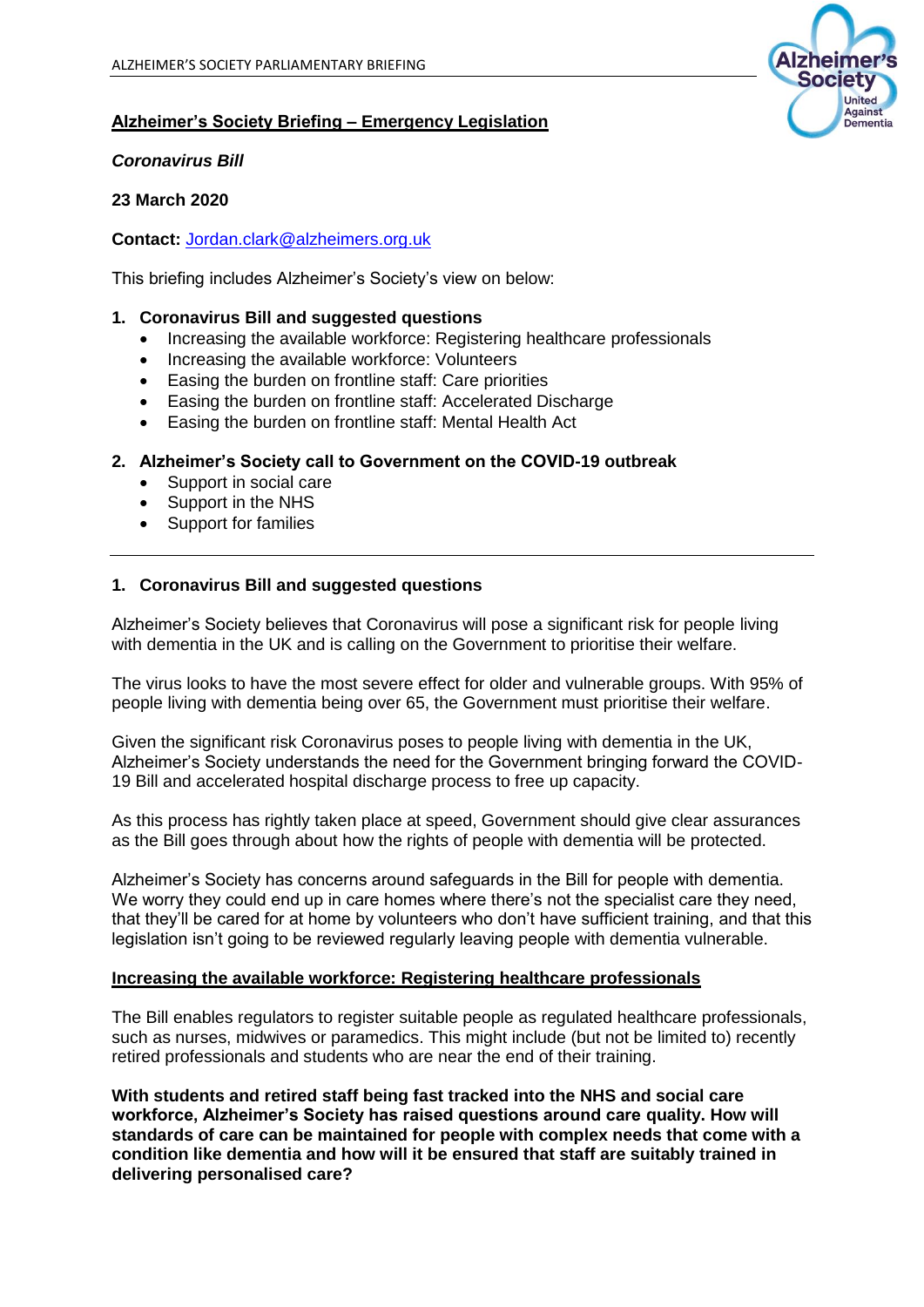# Alzheimer's Society Briefing – Emergency Legislation

***Coronavirus Bill***

**23 March 2020**

**Contact:** Jordan.clark@alzheimers.org.uk

This briefing includes Alzheimer's Society's view on below:

1. **Coronavirus Bill and suggested questions**
   - Increasing the available workforce: Registering healthcare professionals
   - Increasing the available workforce: Volunteers
   - Easing the burden on frontline staff: Care priorities
   - Easing the burden on frontline staff: Accelerated Discharge
   - Easing the burden on frontline staff: Mental Health Act

2. **Alzheimer's Society call to Government on the COVID-19 outbreak**
   - Support in social care
   - Support in the NHS
   - Support for families

---

## 1. Coronavirus Bill and suggested questions

Alzheimer's Society believes that Coronavirus will pose a significant risk for people living with dementia in the UK and is calling on the Government to prioritise their welfare.

The virus looks to have the most severe effect for older and vulnerable groups. With 95% of people living with dementia being over 65, the Government must prioritise their welfare.

Given the significant risk Coronavirus poses to people living with dementia in the UK, Alzheimer's Society understands the need for the Government bringing forward the COVID-19 Bill and accelerated hospital discharge process to free up capacity.

As this process has rightly taken place at speed, Government should give clear assurances as the Bill goes through about how the rights of people with dementia will be protected.

Alzheimer's Society has concerns around safeguards in the Bill for people with dementia. We worry they could end up in care homes where there's not the specialist care they need, that they'll be cared for at home by volunteers who don't have sufficient training, and that this legislation isn't going to be reviewed regularly leaving people with dementia vulnerable.

### Increasing the available workforce: Registering healthcare professionals

The Bill enables regulators to register suitable people as regulated healthcare professionals, such as nurses, midwives or paramedics. This might include (but not be limited to) recently retired professionals and students who are near the end of their training.

**With students and retired staff being fast tracked into the NHS and social care workforce, Alzheimer's Society has raised questions around care quality. How will standards of care can be maintained for people with complex needs that come with a condition like dementia and how will it be ensured that staff are suitably trained in delivering personalised care?**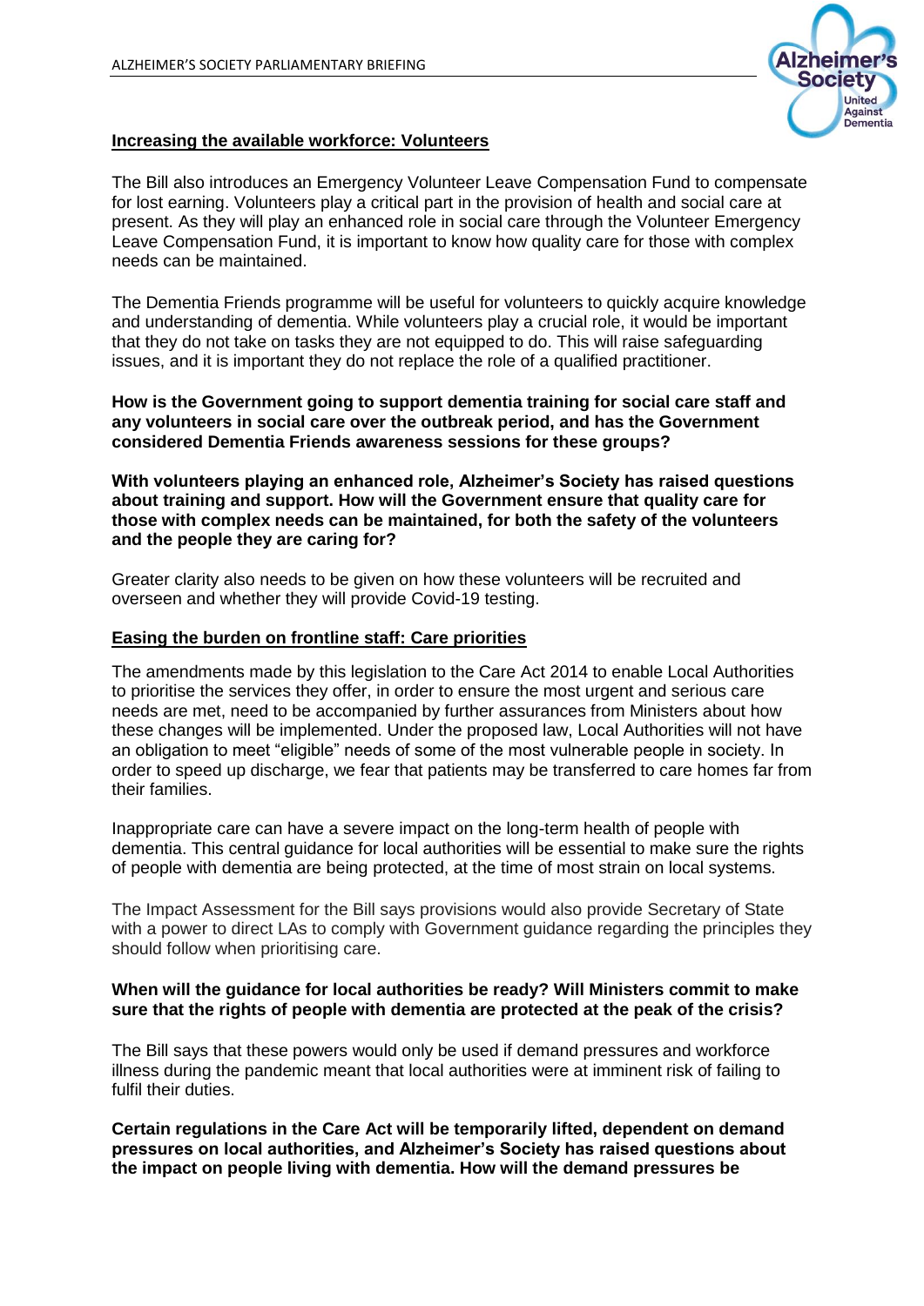## Increasing the available workforce: Volunteers

The Bill also introduces an Emergency Volunteer Leave Compensation Fund to compensate for lost earning. Volunteers play a critical part in the provision of health and social care at present. As they will play an enhanced role in social care through the Volunteer Emergency Leave Compensation Fund, it is important to know how quality care for those with complex needs can be maintained.

The Dementia Friends programme will be useful for volunteers to quickly acquire knowledge and understanding of dementia. While volunteers play a crucial role, it would be important that they do not take on tasks they are not equipped to do. This will raise safeguarding issues, and it is important they do not replace the role of a qualified practitioner.

**How is the Government going to support dementia training for social care staff and any volunteers in social care over the outbreak period, and has the Government considered Dementia Friends awareness sessions for these groups?**

**With volunteers playing an enhanced role, Alzheimer's Society has raised questions about training and support. How will the Government ensure that quality care for those with complex needs can be maintained, for both the safety of the volunteers and the people they are caring for?**

Greater clarity also needs to be given on how these volunteers will be recruited and overseen and whether they will provide Covid-19 testing.

## Easing the burden on frontline staff: Care priorities

The amendments made by this legislation to the Care Act 2014 to enable Local Authorities to prioritise the services they offer, in order to ensure the most urgent and serious care needs are met, need to be accompanied by further assurances from Ministers about how these changes will be implemented. Under the proposed law, Local Authorities will not have an obligation to meet "eligible" needs of some of the most vulnerable people in society. In order to speed up discharge, we fear that patients may be transferred to care homes far from their families.

Inappropriate care can have a severe impact on the long-term health of people with dementia. This central guidance for local authorities will be essential to make sure the rights of people with dementia are being protected, at the time of most strain on local systems.

The Impact Assessment for the Bill says provisions would also provide Secretary of State with a power to direct LAs to comply with Government guidance regarding the principles they should follow when prioritising care.

**When will the guidance for local authorities be ready? Will Ministers commit to make sure that the rights of people with dementia are protected at the peak of the crisis?**

The Bill says that these powers would only be used if demand pressures and workforce illness during the pandemic meant that local authorities were at imminent risk of failing to fulfil their duties.

**Certain regulations in the Care Act will be temporarily lifted, dependent on demand pressures on local authorities, and Alzheimer's Society has raised questions about the impact on people living with dementia. How will the demand pressures be**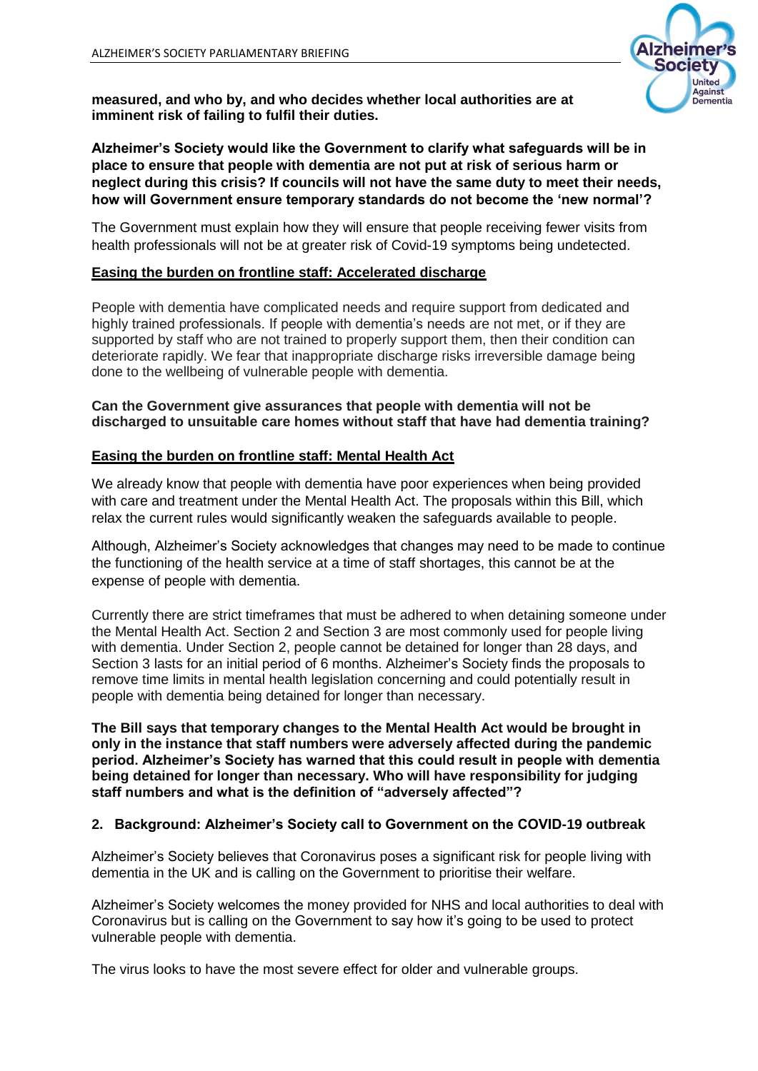**measured, and who by, and who decides whether local authorities are at imminent risk of failing to fulfil their duties.**

**Alzheimer's Society would like the Government to clarify what safeguards will be in place to ensure that people with dementia are not put at risk of serious harm or neglect during this crisis? If councils will not have the same duty to meet their needs, how will Government ensure temporary standards do not become the 'new normal'?**

The Government must explain how they will ensure that people receiving fewer visits from health professionals will not be at greater risk of Covid-19 symptoms being undetected.

**Easing the burden on frontline staff: Accelerated discharge**

People with dementia have complicated needs and require support from dedicated and highly trained professionals. If people with dementia's needs are not met, or if they are supported by staff who are not trained to properly support them, then their condition can deteriorate rapidly. We fear that inappropriate discharge risks irreversible damage being done to the wellbeing of vulnerable people with dementia.

**Can the Government give assurances that people with dementia will not be discharged to unsuitable care homes without staff that have had dementia training?**

**Easing the burden on frontline staff: Mental Health Act**

We already know that people with dementia have poor experiences when being provided with care and treatment under the Mental Health Act. The proposals within this Bill, which relax the current rules would significantly weaken the safeguards available to people.

Although, Alzheimer's Society acknowledges that changes may need to be made to continue the functioning of the health service at a time of staff shortages, this cannot be at the expense of people with dementia.

Currently there are strict timeframes that must be adhered to when detaining someone under the Mental Health Act. Section 2 and Section 3 are most commonly used for people living with dementia. Under Section 2, people cannot be detained for longer than 28 days, and Section 3 lasts for an initial period of 6 months. Alzheimer's Society finds the proposals to remove time limits in mental health legislation concerning and could potentially result in people with dementia being detained for longer than necessary.

**The Bill says that temporary changes to the Mental Health Act would be brought in only in the instance that staff numbers were adversely affected during the pandemic period. Alzheimer's Society has warned that this could result in people with dementia being detained for longer than necessary. Who will have responsibility for judging staff numbers and what is the definition of "adversely affected"?**

## 2. Background: Alzheimer's Society call to Government on the COVID-19 outbreak

Alzheimer's Society believes that Coronavirus poses a significant risk for people living with dementia in the UK and is calling on the Government to prioritise their welfare.

Alzheimer's Society welcomes the money provided for NHS and local authorities to deal with Coronavirus but is calling on the Government to say how it's going to be used to protect vulnerable people with dementia.

The virus looks to have the most severe effect for older and vulnerable groups.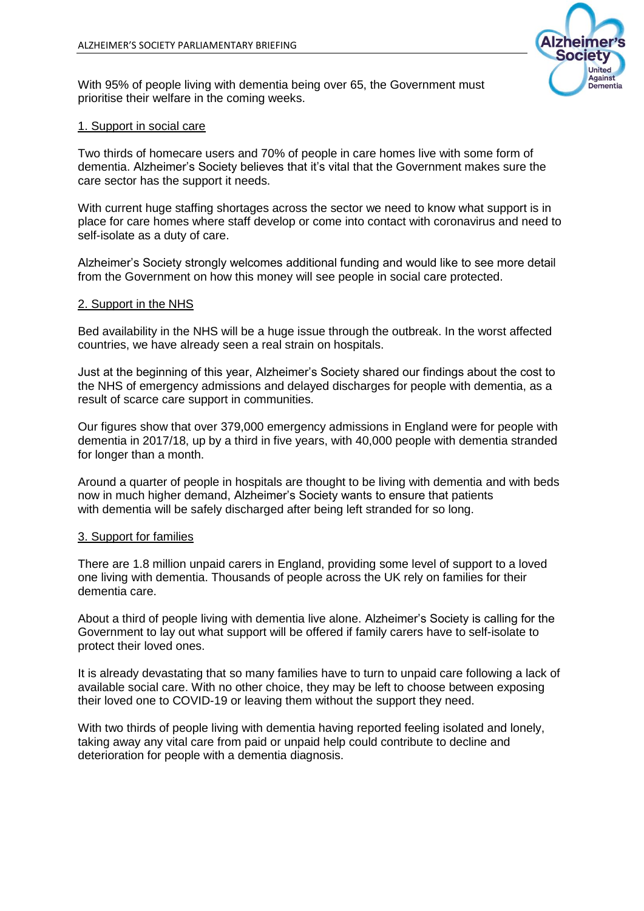With 95% of people living with dementia being over 65, the Government must prioritise their welfare in the coming weeks.

## 1. Support in social care

Two thirds of homecare users and 70% of people in care homes live with some form of dementia. Alzheimer's Society believes that it's vital that the Government makes sure the care sector has the support it needs.

With current huge staffing shortages across the sector we need to know what support is in place for care homes where staff develop or come into contact with coronavirus and need to self-isolate as a duty of care.

Alzheimer's Society strongly welcomes additional funding and would like to see more detail from the Government on how this money will see people in social care protected.

## 2. Support in the NHS

Bed availability in the NHS will be a huge issue through the outbreak. In the worst affected countries, we have already seen a real strain on hospitals.

Just at the beginning of this year, Alzheimer's Society shared our findings about the cost to the NHS of emergency admissions and delayed discharges for people with dementia, as a result of scarce care support in communities.

Our figures show that over 379,000 emergency admissions in England were for people with dementia in 2017/18, up by a third in five years, with 40,000 people with dementia stranded for longer than a month.

Around a quarter of people in hospitals are thought to be living with dementia and with beds now in much higher demand, Alzheimer's Society wants to ensure that patients with dementia will be safely discharged after being left stranded for so long.

## 3. Support for families

There are 1.8 million unpaid carers in England, providing some level of support to a loved one living with dementia. Thousands of people across the UK rely on families for their dementia care.

About a third of people living with dementia live alone. Alzheimer's Society is calling for the Government to lay out what support will be offered if family carers have to self-isolate to protect their loved ones.

It is already devastating that so many families have to turn to unpaid care following a lack of available social care. With no other choice, they may be left to choose between exposing their loved one to COVID-19 or leaving them without the support they need.

With two thirds of people living with dementia having reported feeling isolated and lonely, taking away any vital care from paid or unpaid help could contribute to decline and deterioration for people with a dementia diagnosis.